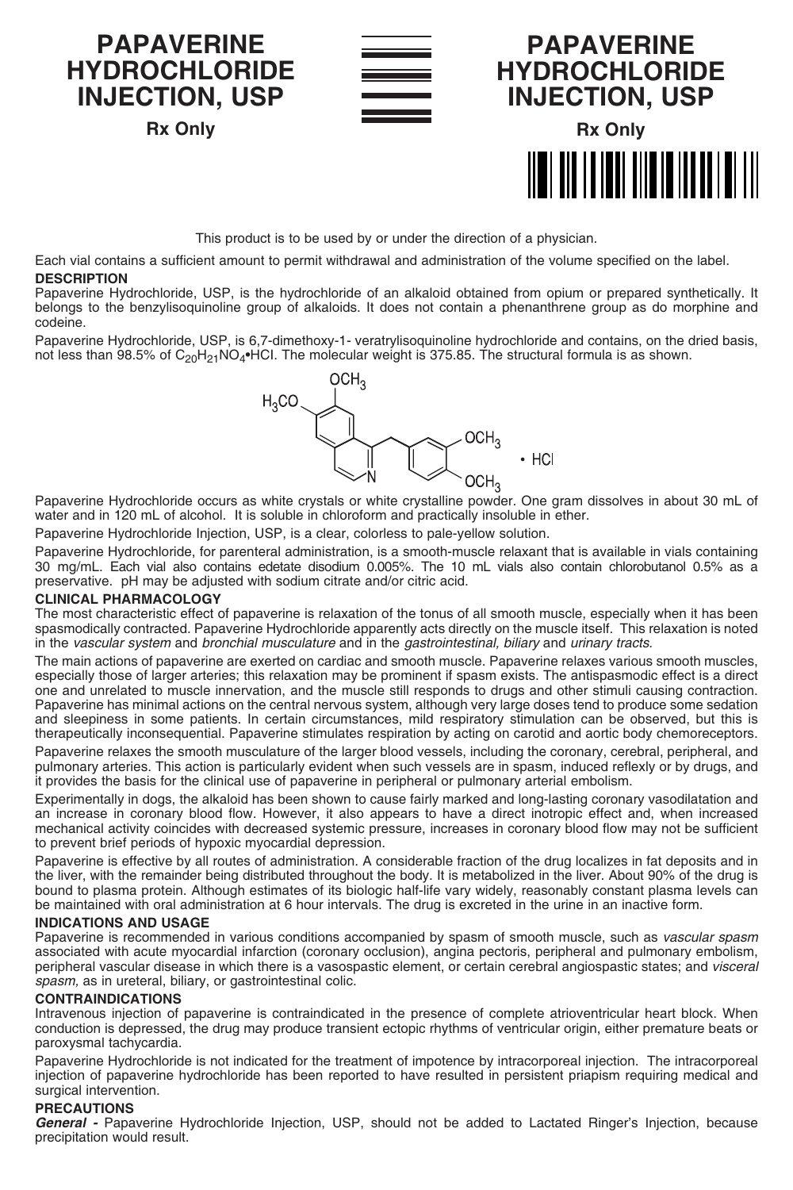# PAPAVERINE HYDROCHLORIDE INJECTION, USP

**Rx Only**

# PAPAVERINE HYDROCHLORIDE INJECTION, USP

**Rx Only**

This product is to be used by or under the direction of a physician.

Each vial contains a sufficient amount to permit withdrawal and administration of the volume specified on the label.

## DESCRIPTION

Papaverine Hydrochloride, USP, is the hydrochloride of an alkaloid obtained from opium or prepared synthetically. It belongs to the benzylisoquinoline group of alkaloids. It does not contain a phenanthrene group as do morphine and codeine.

Papaverine Hydrochloride, USP, is 6,7-dimethoxy-1- veratrylisoquinoline hydrochloride and contains, on the dried basis, not less than 98.5% of $C_{20}H_{21}NO_4$•HCl. The molecular weight is 375.85. The structural formula is as shown.

Papaverine Hydrochloride occurs as white crystals or white crystalline powder. One gram dissolves in about 30 mL of water and in 120 mL of alcohol. It is soluble in chloroform and practically insoluble in ether.

Papaverine Hydrochloride Injection, USP, is a clear, colorless to pale-yellow solution.

Papaverine Hydrochloride, for parenteral administration, is a smooth-muscle relaxant that is available in vials containing 30 mg/mL. Each vial also contains edetate disodium 0.005%. The 10 mL vials also contain chlorobutanol 0.5% as a preservative. pH may be adjusted with sodium citrate and/or citric acid.

## CLINICAL PHARMACOLOGY

The most characteristic effect of papaverine is relaxation of the tonus of all smooth muscle, especially when it has been spasmodically contracted. Papaverine Hydrochloride apparently acts directly on the muscle itself. This relaxation is noted in the *vascular system* and *bronchial musculature* and in the *gastrointestinal, biliary* and *urinary tracts.*

The main actions of papaverine are exerted on cardiac and smooth muscle. Papaverine relaxes various smooth muscles, especially those of larger arteries; this relaxation may be prominent if spasm exists. The antispasmodic effect is a direct one and unrelated to muscle innervation, and the muscle still responds to drugs and other stimuli causing contraction. Papaverine has minimal actions on the central nervous system, although very large doses tend to produce some sedation and sleepiness in some patients. In certain circumstances, mild respiratory stimulation can be observed, but this is therapeutically inconsequential. Papaverine stimulates respiration by acting on carotid and aortic body chemoreceptors.

Papaverine relaxes the smooth musculature of the larger blood vessels, including the coronary, cerebral, peripheral, and pulmonary arteries. This action is particularly evident when such vessels are in spasm, induced reflexly or by drugs, and it provides the basis for the clinical use of papaverine in peripheral or pulmonary arterial embolism.

Experimentally in dogs, the alkaloid has been shown to cause fairly marked and long-lasting coronary vasodilatation and an increase in coronary blood flow. However, it also appears to have a direct inotropic effect and, when increased mechanical activity coincides with decreased systemic pressure, increases in coronary blood flow may not be sufficient to prevent brief periods of hypoxic myocardial depression.

Papaverine is effective by all routes of administration. A considerable fraction of the drug localizes in fat deposits and in the liver, with the remainder being distributed throughout the body. It is metabolized in the liver. About 90% of the drug is bound to plasma protein. Although estimates of its biologic half-life vary widely, reasonably constant plasma levels can be maintained with oral administration at 6 hour intervals. The drug is excreted in the urine in an inactive form.

## INDICATIONS AND USAGE

Papaverine is recommended in various conditions accompanied by spasm of smooth muscle, such as *vascular spasm* associated with acute myocardial infarction (coronary occlusion), angina pectoris, peripheral and pulmonary embolism, peripheral vascular disease in which there is a vasospastic element, or certain cerebral angiospastic states; and *visceral spasm,* as in ureteral, biliary, or gastrointestinal colic.

## CONTRAINDICATIONS

Intravenous injection of papaverine is contraindicated in the presence of complete atrioventricular heart block. When conduction is depressed, the drug may produce transient ectopic rhythms of ventricular origin, either premature beats or paroxysmal tachycardia.

Papaverine Hydrochloride is not indicated for the treatment of impotence by intracorporeal injection. The intracorporeal injection of papaverine hydrochloride has been reported to have resulted in persistent priapism requiring medical and surgical intervention.

## PRECAUTIONS

***General -*** Papaverine Hydrochloride Injection, USP, should not be added to Lactated Ringer's Injection, because precipitation would result.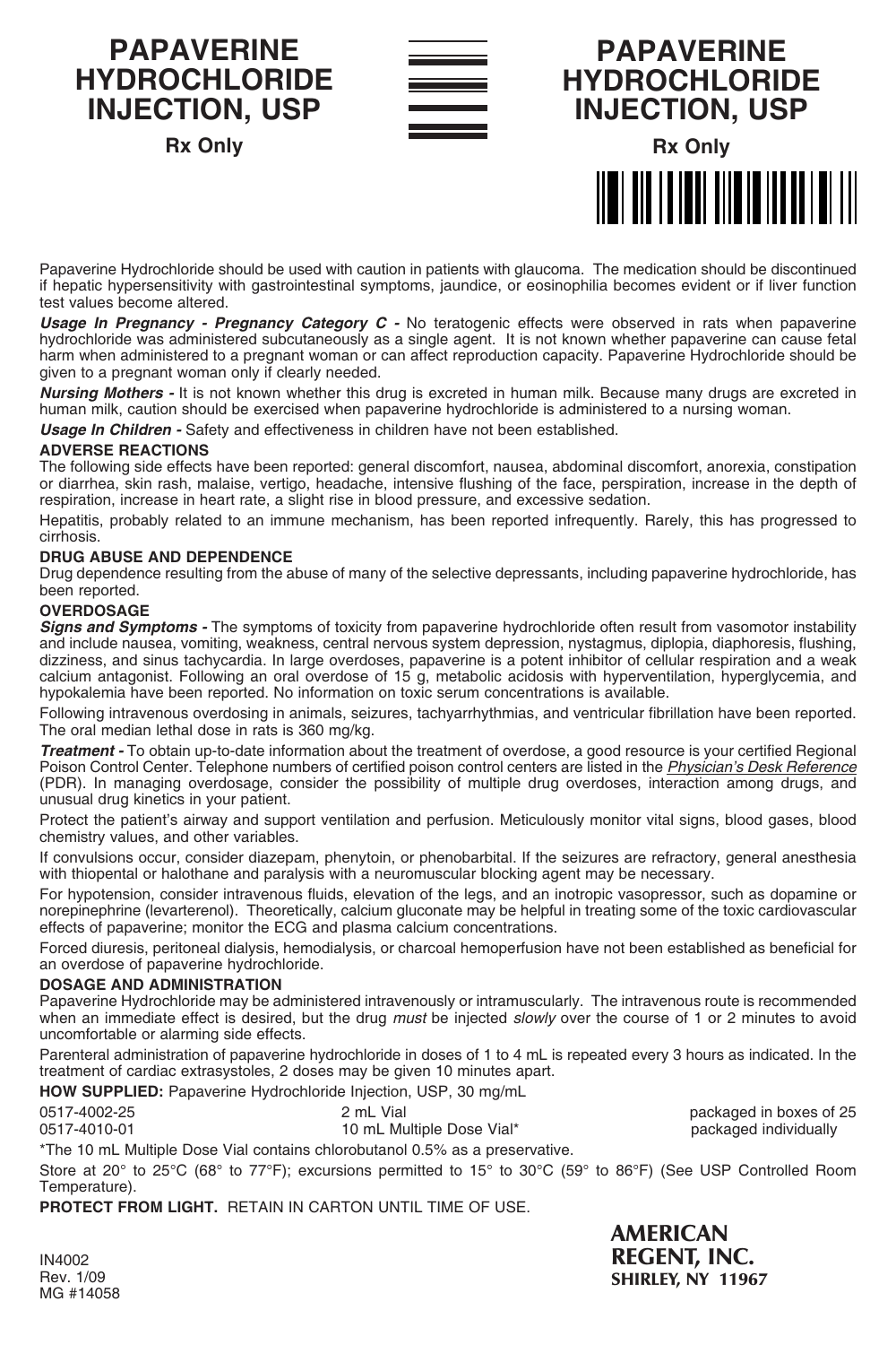# PAPAVERINE HYDROCHLORIDE INJECTION, USP

**Rx Only**

# PAPAVERINE HYDROCHLORIDE INJECTION, USP

**Rx Only**

Papaverine Hydrochloride should be used with caution in patients with glaucoma. The medication should be discontinued if hepatic hypersensitivity with gastrointestinal symptoms, jaundice, or eosinophilia becomes evident or if liver function test values become altered.

***Usage In Pregnancy - Pregnancy Category C -*** No teratogenic effects were observed in rats when papaverine hydrochloride was administered subcutaneously as a single agent. It is not known whether papaverine can cause fetal harm when administered to a pregnant woman or can affect reproduction capacity. Papaverine Hydrochloride should be given to a pregnant woman only if clearly needed.

***Nursing Mothers -*** It is not known whether this drug is excreted in human milk. Because many drugs are excreted in human milk, caution should be exercised when papaverine hydrochloride is administered to a nursing woman.

***Usage In Children -*** Safety and effectiveness in children have not been established.

**ADVERSE REACTIONS**

The following side effects have been reported: general discomfort, nausea, abdominal discomfort, anorexia, constipation or diarrhea, skin rash, malaise, vertigo, headache, intensive flushing of the face, perspiration, increase in the depth of respiration, increase in heart rate, a slight rise in blood pressure, and excessive sedation.

Hepatitis, probably related to an immune mechanism, has been reported infrequently. Rarely, this has progressed to cirrhosis.

**DRUG ABUSE AND DEPENDENCE**

Drug dependence resulting from the abuse of many of the selective depressants, including papaverine hydrochloride, has been reported.

**OVERDOSAGE**

***Signs and Symptoms -*** The symptoms of toxicity from papaverine hydrochloride often result from vasomotor instability and include nausea, vomiting, weakness, central nervous system depression, nystagmus, diplopia, diaphoresis, flushing, dizziness, and sinus tachycardia. In large overdoses, papaverine is a potent inhibitor of cellular respiration and a weak calcium antagonist. Following an oral overdose of 15 g, metabolic acidosis with hyperventilation, hyperglycemia, and hypokalemia have been reported. No information on toxic serum concentrations is available.

Following intravenous overdosing in animals, seizures, tachyarrhythmias, and ventricular fibrillation have been reported. The oral median lethal dose in rats is 360 mg/kg.

***Treatment -*** To obtain up-to-date information about the treatment of overdose, a good resource is your certified Regional Poison Control Center. Telephone numbers of certified poison control centers are listed in the *Physician's Desk Reference* (PDR). In managing overdosage, consider the possibility of multiple drug overdoses, interaction among drugs, and unusual drug kinetics in your patient.

Protect the patient's airway and support ventilation and perfusion. Meticulously monitor vital signs, blood gases, blood chemistry values, and other variables.

If convulsions occur, consider diazepam, phenytoin, or phenobarbital. If the seizures are refractory, general anesthesia with thiopental or halothane and paralysis with a neuromuscular blocking agent may be necessary.

For hypotension, consider intravenous fluids, elevation of the legs, and an inotropic vasopressor, such as dopamine or norepinephrine (levarterenol). Theoretically, calcium gluconate may be helpful in treating some of the toxic cardiovascular effects of papaverine; monitor the ECG and plasma calcium concentrations.

Forced diuresis, peritoneal dialysis, hemodialysis, or charcoal hemoperfusion have not been established as beneficial for an overdose of papaverine hydrochloride.

**DOSAGE AND ADMINISTRATION**

Papaverine Hydrochloride may be administered intravenously or intramuscularly. The intravenous route is recommended when an immediate effect is desired, but the drug *must* be injected *slowly* over the course of 1 or 2 minutes to avoid uncomfortable or alarming side effects.

Parenteral administration of papaverine hydrochloride in doses of 1 to 4 mL is repeated every 3 hours as indicated. In the treatment of cardiac extrasystoles, 2 doses may be given 10 minutes apart.

**HOW SUPPLIED:** Papaverine Hydrochloride Injection, USP, 30 mg/mL

| | | |
|---|---|---|
| 0517-4002-25 | 2 mL Vial | packaged in boxes of 25 |
| 0517-4010-01 | 10 mL Multiple Dose Vial* | packaged individually |

*The 10 mL Multiple Dose Vial contains chlorobutanol 0.5% as a preservative.

Store at 20° to 25°C (68° to 77°F); excursions permitted to 15° to 30°C (59° to 86°F) (See USP Controlled Room Temperature).

**PROTECT FROM LIGHT.** RETAIN IN CARTON UNTIL TIME OF USE.

**AMERICAN REGENT, INC.**
**SHIRLEY, NY 11967**

IN4002
Rev. 1/09
MG #14058